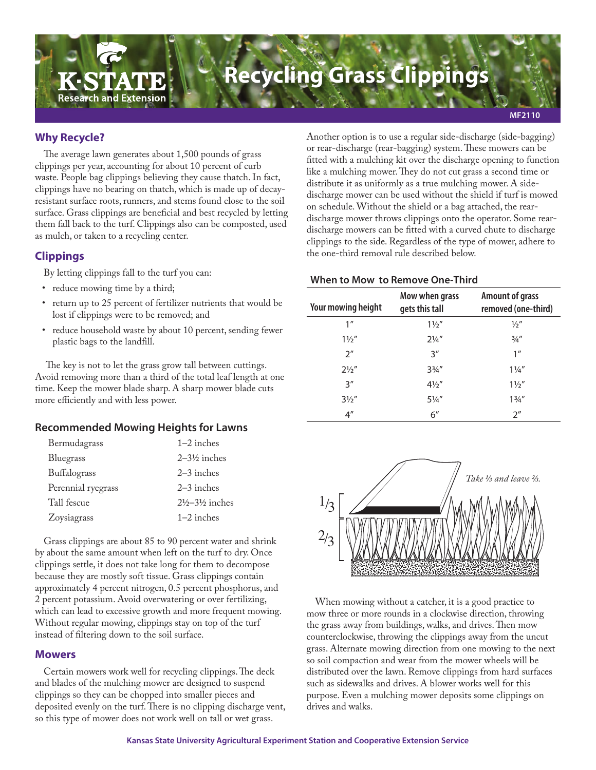# Recycling Grass Clippings

MF2110

## Why Recycle?

The average lawn generates about 1,500 pounds of grass clippings per year, accounting for about 10 percent of curb waste. People bag clippings believing they cause thatch. In fact, clippings have no bearing on thatch, which is made up of decay-resistant surface roots, runners, and stems found close to the soil surface. Grass clippings are beneficial and best recycled by letting them fall back to the turf. Clippings also can be composted, used as mulch, or taken to a recycling center.

## Clippings

By letting clippings fall to the turf you can:

- reduce mowing time by a third;
- return up to 25 percent of fertilizer nutrients that would be lost if clippings were to be removed; and
- reduce household waste by about 10 percent, sending fewer plastic bags to the landfill.

The key is not to let the grass grow tall between cuttings. Avoid removing more than a third of the total leaf length at one time. Keep the mower blade sharp. A sharp mower blade cuts more efficiently and with less power.

### Recommended Mowing Heights for Lawns

| | |
|---|---|
| Bermudagrass | 1–2 inches |
| Bluegrass | 2–3½ inches |
| Buffalograss | 2–3 inches |
| Perennial ryegrass | 2–3 inches |
| Tall fescue | 2½–3½ inches |
| Zoysiagrass | 1–2 inches |

Grass clippings are about 85 to 90 percent water and shrink by about the same amount when left on the turf to dry. Once clippings settle, it does not take long for them to decompose because they are mostly soft tissue. Grass clippings contain approximately 4 percent nitrogen, 0.5 percent phosphorus, and 2 percent potassium. Avoid overwatering or over fertilizing, which can lead to excessive growth and more frequent mowing. Without regular mowing, clippings stay on top of the turf instead of filtering down to the soil surface.

## Mowers

Certain mowers work well for recycling clippings. The deck and blades of the mulching mower are designed to suspend clippings so they can be chopped into smaller pieces and deposited evenly on the turf. There is no clipping discharge vent, so this type of mower does not work well on tall or wet grass.

Another option is to use a regular side-discharge (side-bagging) or rear-discharge (rear-bagging) system. These mowers can be fitted with a mulching kit over the discharge opening to function like a mulching mower. They do not cut grass a second time or distribute it as uniformly as a true mulching mower. A side-discharge mower can be used without the shield if turf is mowed on schedule. Without the shield or a bag attached, the rear-discharge mower throws clippings onto the operator. Some rear-discharge mowers can be fitted with a curved chute to discharge clippings to the side. Regardless of the type of mower, adhere to the one-third removal rule described below.

### When to Mow to Remove One-Third

| Your mowing height | Mow when grass gets this tall | Amount of grass removed (one-third) |
|---|---|---|
| 1″ | 1½″ | ½″ |
| 1½″ | 2¼″ | ¾″ |
| 2″ | 3″ | 1″ |
| 2½″ | 3¾″ | 1¼″ |
| 3″ | 4½″ | 1½″ |
| 3½″ | 5¼″ | 1¾″ |
| 4″ | 6″ | 2″ |

*Take ⅓ and leave ⅔.*

When mowing without a catcher, it is a good practice to mow three or more rounds in a clockwise direction, throwing the grass away from buildings, walks, and drives. Then mow counterclockwise, throwing the clippings away from the uncut grass. Alternate mowing direction from one mowing to the next so soil compaction and wear from the mower wheels will be distributed over the lawn. Remove clippings from hard surfaces such as sidewalks and drives. A blower works well for this purpose. Even a mulching mower deposits some clippings on drives and walks.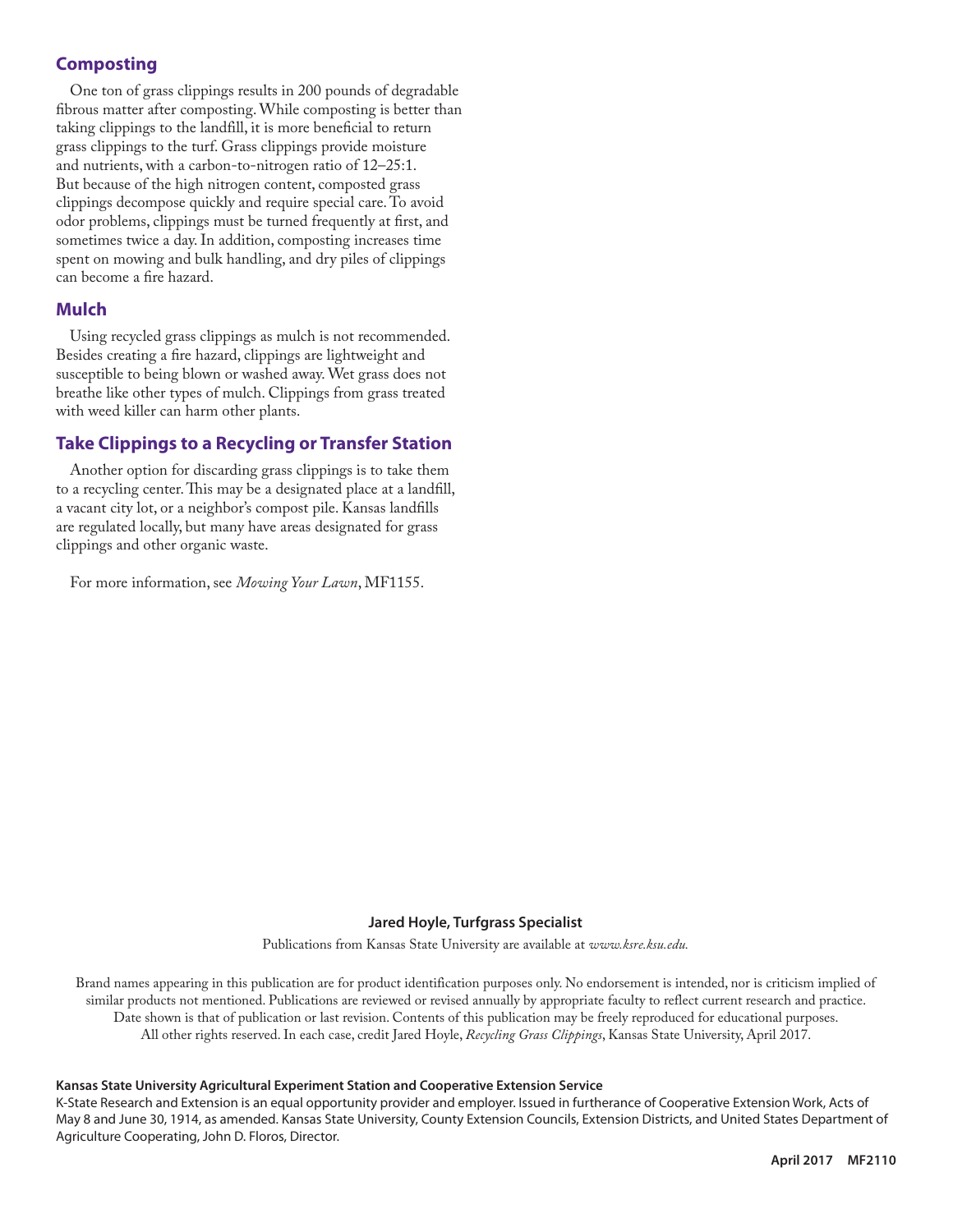## Composting

One ton of grass clippings results in 200 pounds of degradable fibrous matter after composting. While composting is better than taking clippings to the landfill, it is more beneficial to return grass clippings to the turf. Grass clippings provide moisture and nutrients, with a carbon-to-nitrogen ratio of 12–25:1. But because of the high nitrogen content, composted grass clippings decompose quickly and require special care. To avoid odor problems, clippings must be turned frequently at first, and sometimes twice a day. In addition, composting increases time spent on mowing and bulk handling, and dry piles of clippings can become a fire hazard.

## Mulch

Using recycled grass clippings as mulch is not recommended. Besides creating a fire hazard, clippings are lightweight and susceptible to being blown or washed away. Wet grass does not breathe like other types of mulch. Clippings from grass treated with weed killer can harm other plants.

## Take Clippings to a Recycling or Transfer Station

Another option for discarding grass clippings is to take them to a recycling center. This may be a designated place at a landfill, a vacant city lot, or a neighbor's compost pile. Kansas landfills are regulated locally, but many have areas designated for grass clippings and other organic waste.

For more information, see *Mowing Your Lawn*, MF1155.

**Jared Hoyle, Turfgrass Specialist**

Publications from Kansas State University are available at *www.ksre.ksu.edu.*

Brand names appearing in this publication are for product identification purposes only. No endorsement is intended, nor is criticism implied of similar products not mentioned. Publications are reviewed or revised annually by appropriate faculty to reflect current research and practice. Date shown is that of publication or last revision. Contents of this publication may be freely reproduced for educational purposes. All other rights reserved. In each case, credit Jared Hoyle, *Recycling Grass Clippings*, Kansas State University, April 2017.

**Kansas State University Agricultural Experiment Station and Cooperative Extension Service**

K-State Research and Extension is an equal opportunity provider and employer. Issued in furtherance of Cooperative Extension Work, Acts of May 8 and June 30, 1914, as amended. Kansas State University, County Extension Councils, Extension Districts, and United States Department of Agriculture Cooperating, John D. Floros, Director.

**April 2017 MF2110**